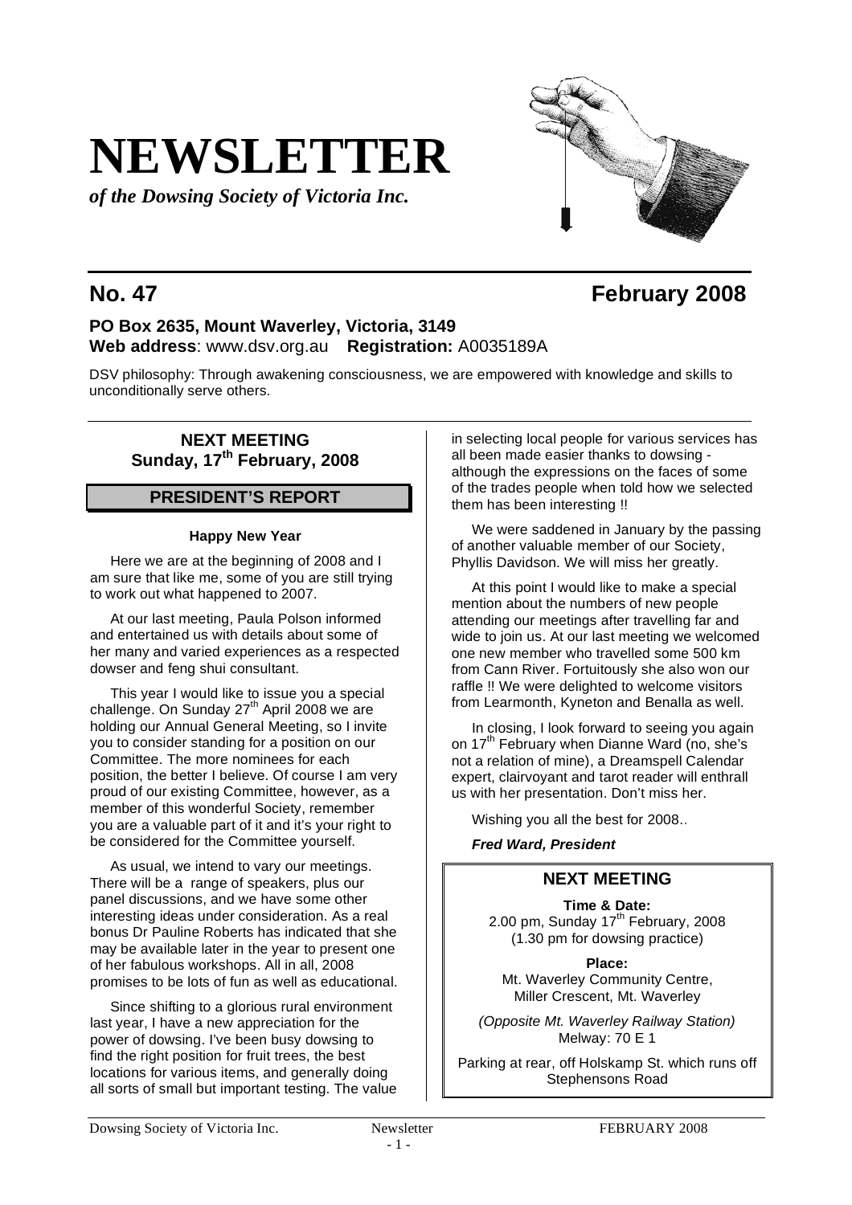# NEWSLETTER

***of the Dowsing Society of Victoria Inc.***

## No. 47 February 2008

**PO Box 2635, Mount Waverley, Victoria, 3149**
**Web address**: www.dsv.org.au **Registration:** A0035189A

DSV philosophy: Through awakening consciousness, we are empowered with knowledge and skills to unconditionally serve others.

### NEXT MEETING
### Sunday, 17th February, 2008

## PRESIDENT'S REPORT

**Happy New Year**

Here we are at the beginning of 2008 and I am sure that like me, some of you are still trying to work out what happened to 2007.

At our last meeting, Paula Polson informed and entertained us with details about some of her many and varied experiences as a respected dowser and feng shui consultant.

This year I would like to issue you a special challenge. On Sunday 27th April 2008 we are holding our Annual General Meeting, so I invite you to consider standing for a position on our Committee. The more nominees for each position, the better I believe. Of course I am very proud of our existing Committee, however, as a member of this wonderful Society, remember you are a valuable part of it and it's your right to be considered for the Committee yourself.

As usual, we intend to vary our meetings. There will be a range of speakers, plus our panel discussions, and we have some other interesting ideas under consideration. As a real bonus Dr Pauline Roberts has indicated that she may be available later in the year to present one of her fabulous workshops. All in all, 2008 promises to be lots of fun as well as educational.

Since shifting to a glorious rural environment last year, I have a new appreciation for the power of dowsing. I've been busy dowsing to find the right position for fruit trees, the best locations for various items, and generally doing all sorts of small but important testing. The value in selecting local people for various services has all been made easier thanks to dowsing - although the expressions on the faces of some of the trades people when told how we selected them has been interesting !!

We were saddened in January by the passing of another valuable member of our Society, Phyllis Davidson. We will miss her greatly.

At this point I would like to make a special mention about the numbers of new people attending our meetings after travelling far and wide to join us. At our last meeting we welcomed one new member who travelled some 500 km from Cann River. Fortuitously she also won our raffle !! We were delighted to welcome visitors from Learmonth, Kyneton and Benalla as well.

In closing, I look forward to seeing you again on 17th February when Dianne Ward (no, she's not a relation of mine), a Dreamspell Calendar expert, clairvoyant and tarot reader will enthrall us with her presentation. Don't miss her.

Wishing you all the best for 2008..

***Fred Ward, President***

### NEXT MEETING

**Time & Date:**
2.00 pm, Sunday 17th February, 2008
(1.30 pm for dowsing practice)

**Place:**
Mt. Waverley Community Centre,
Miller Crescent, Mt. Waverley

*(Opposite Mt. Waverley Railway Station)*
Melway: 70 E 1

Parking at rear, off Holskamp St. which runs off Stephensons Road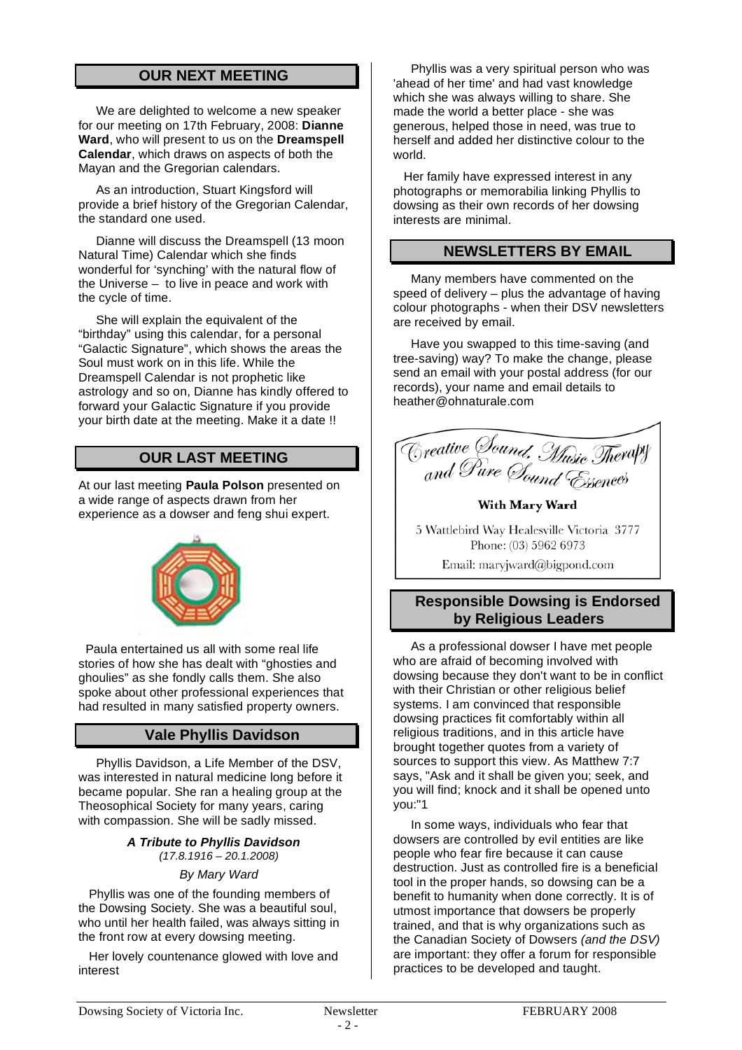## OUR NEXT MEETING

We are delighted to welcome a new speaker for our meeting on 17th February, 2008: **Dianne Ward**, who will present to us on the **Dreamspell Calendar**, which draws on aspects of both the Mayan and the Gregorian calendars.

As an introduction, Stuart Kingsford will provide a brief history of the Gregorian Calendar, the standard one used.

Dianne will discuss the Dreamspell (13 moon Natural Time) Calendar which she finds wonderful for 'synching' with the natural flow of the Universe – to live in peace and work with the cycle of time.

She will explain the equivalent of the "birthday" using this calendar, for a personal "Galactic Signature", which shows the areas the Soul must work on in this life. While the Dreamspell Calendar is not prophetic like astrology and so on, Dianne has kindly offered to forward your Galactic Signature if you provide your birth date at the meeting. Make it a date !!

## OUR LAST MEETING

At our last meeting **Paula Polson** presented on a wide range of aspects drawn from her experience as a dowser and feng shui expert.

Paula entertained us all with some real life stories of how she has dealt with "ghosties and ghoulies" as she fondly calls them. She also spoke about other professional experiences that had resulted in many satisfied property owners.

## Vale Phyllis Davidson

Phyllis Davidson, a Life Member of the DSV, was interested in natural medicine long before it became popular. She ran a healing group at the Theosophical Society for many years, caring with compassion. She will be sadly missed.

***A Tribute to Phyllis Davidson***
*(17.8.1916 – 20.1.2008)*

*By Mary Ward*

Phyllis was one of the founding members of the Dowsing Society. She was a beautiful soul, who until her health failed, was always sitting in the front row at every dowsing meeting.

Her lovely countenance glowed with love and interest

Phyllis was a very spiritual person who was 'ahead of her time' and had vast knowledge which she was always willing to share. She made the world a better place - she was generous, helped those in need, was true to herself and added her distinctive colour to the world.

Her family have expressed interest in any photographs or memorabilia linking Phyllis to dowsing as their own records of her dowsing interests are minimal.

## NEWSLETTERS BY EMAIL

Many members have commented on the speed of delivery – plus the advantage of having colour photographs - when their DSV newsletters are received by email.

Have you swapped to this time-saving (and tree-saving) way? To make the change, please send an email with your postal address (for our records), your name and email details to heather@ohnaturale.com

*Creative Sound, Music Therapy and Pure Sound Essences*

**With Mary Ward**

5 Wattlebird Way Healesville Victoria 3777
Phone: (03) 5962 6973
Email: maryjward@bigpond.com

## Responsible Dowsing is Endorsed by Religious Leaders

As a professional dowser I have met people who are afraid of becoming involved with dowsing because they don't want to be in conflict with their Christian or other religious belief systems. I am convinced that responsible dowsing practices fit comfortably within all religious traditions, and in this article have brought together quotes from a variety of sources to support this view. As Matthew 7:7 says, "Ask and it shall be given you; seek, and you will find; knock and it shall be opened unto you:"1

In some ways, individuals who fear that dowsers are controlled by evil entities are like people who fear fire because it can cause destruction. Just as controlled fire is a beneficial tool in the proper hands, so dowsing can be a benefit to humanity when done correctly. It is of utmost importance that dowsers be properly trained, and that is why organizations such as the Canadian Society of Dowsers *(and the DSV)* are important: they offer a forum for responsible practices to be developed and taught.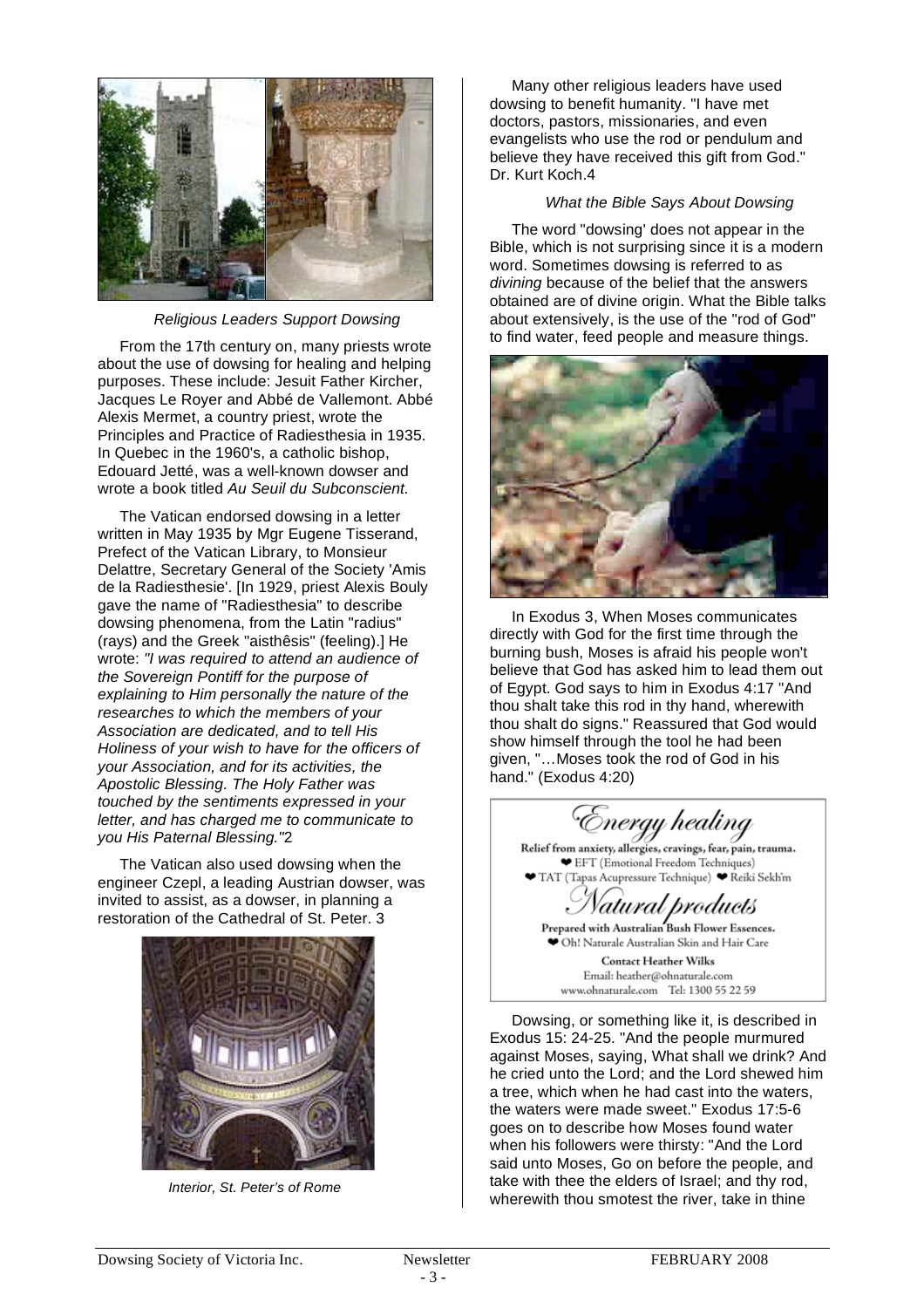*Religious Leaders Support Dowsing*

From the 17th century on, many priests wrote about the use of dowsing for healing and helping purposes. These include: Jesuit Father Kircher, Jacques Le Royer and Abbé de Vallemont. Abbé Alexis Mermet, a country priest, wrote the Principles and Practice of Radiesthesia in 1935. In Quebec in the 1960's, a catholic bishop, Edouard Jetté, was a well-known dowser and wrote a book titled *Au Seuil du Subconscient*.

The Vatican endorsed dowsing in a letter written in May 1935 by Mgr Eugene Tisserand, Prefect of the Vatican Library, to Monsieur Delattre, Secretary General of the Society 'Amis de la Radiesthesie'. [In 1929, priest Alexis Bouly gave the name of "Radiesthesia" to describe dowsing phenomena, from the Latin "radius" (rays) and the Greek "aisthêsis" (feeling).] He wrote: *"I was required to attend an audience of the Sovereign Pontiff for the purpose of explaining to Him personally the nature of the researches to which the members of your Association are dedicated, and to tell His Holiness of your wish to have for the officers of your Association, and for its activities, the Apostolic Blessing. The Holy Father was touched by the sentiments expressed in your letter, and has charged me to communicate to you His Paternal Blessing."*2

The Vatican also used dowsing when the engineer Czepl, a leading Austrian dowser, was invited to assist, as a dowser, in planning a restoration of the Cathedral of St. Peter. 3

*Interior, St. Peter's of Rome*

Many other religious leaders have used dowsing to benefit humanity. "I have met doctors, pastors, missionaries, and even evangelists who use the rod or pendulum and believe they have received this gift from God." Dr. Kurt Koch.4

*What the Bible Says About Dowsing*

The word "dowsing' does not appear in the Bible, which is not surprising since it is a modern word. Sometimes dowsing is referred to as *divining* because of the belief that the answers obtained are of divine origin. What the Bible talks about extensively, is the use of the "rod of God" to find water, feed people and measure things.

In Exodus 3, When Moses communicates directly with God for the first time through the burning bush, Moses is afraid his people won't believe that God has asked him to lead them out of Egypt. God says to him in Exodus 4:17 "And thou shalt take this rod in thy hand, wherewith thou shalt do signs." Reassured that God would show himself through the tool he had been given, "…Moses took the rod of God in his hand." (Exodus 4:20)

*Energy healing*

**Relief from anxiety, allergies, cravings, fear, pain, trauma.**

❤ EFT (Emotional Freedom Techniques)
❤ TAT (Tapas Acupressure Technique) ❤ Reiki Sekh'm

*Natural products*

**Prepared with Australian Bush Flower Essences.**

❤ Oh! Naturale Australian Skin and Hair Care

**Contact Heather Wilks**
Email: heather@ohnaturale.com
www.ohnaturale.com Tel: 1300 55 22 59

Dowsing, or something like it, is described in Exodus 15: 24-25. "And the people murmured against Moses, saying, What shall we drink? And he cried unto the Lord; and the Lord shewed him a tree, which when he had cast into the waters, the waters were made sweet." Exodus 17:5-6 goes on to describe how Moses found water when his followers were thirsty: "And the Lord said unto Moses, Go on before the people, and take with thee the elders of Israel; and thy rod, wherewith thou smotest the river, take in thine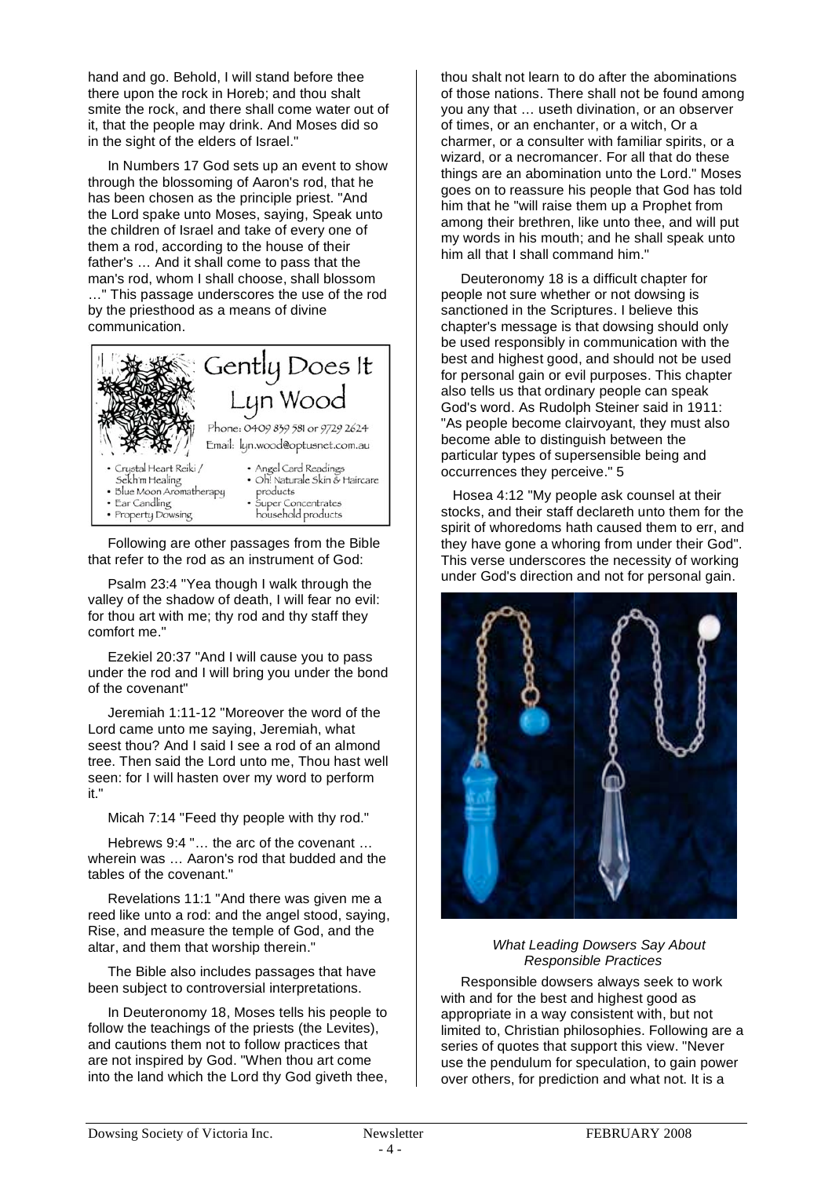hand and go. Behold, I will stand before thee there upon the rock in Horeb; and thou shalt smite the rock, and there shall come water out of it, that the people may drink. And Moses did so in the sight of the elders of Israel."

In Numbers 17 God sets up an event to show through the blossoming of Aaron's rod, that he has been chosen as the principle priest. "And the Lord spake unto Moses, saying, Speak unto the children of Israel and take of every one of them a rod, according to the house of their father's … And it shall come to pass that the man's rod, whom I shall choose, shall blossom …" This passage underscores the use of the rod by the priesthood as a means of divine communication.

Gently Does It
Lyn Wood
Phone: 0409 859 581 or 9729 2624
Email: lyn.wood@optusnet.com.au

- Crystal Heart Reiki / Sekh'm Healing
- Blue Moon Aromatherapy
- Ear Candling
- Property Dowsing
- Angel Card Readings
- Oh! Naturale Skin & Haircare products
- Super Concentrates household products

Following are other passages from the Bible that refer to the rod as an instrument of God:

Psalm 23:4 "Yea though I walk through the valley of the shadow of death, I will fear no evil: for thou art with me; thy rod and thy staff they comfort me."

Ezekiel 20:37 "And I will cause you to pass under the rod and I will bring you under the bond of the covenant"

Jeremiah 1:11-12 "Moreover the word of the Lord came unto me saying, Jeremiah, what seest thou? And I said I see a rod of an almond tree. Then said the Lord unto me, Thou hast well seen: for I will hasten over my word to perform it."

Micah 7:14 "Feed thy people with thy rod."

Hebrews 9:4 "… the arc of the covenant … wherein was … Aaron's rod that budded and the tables of the covenant."

Revelations 11:1 "And there was given me a reed like unto a rod: and the angel stood, saying, Rise, and measure the temple of God, and the altar, and them that worship therein."

The Bible also includes passages that have been subject to controversial interpretations.

In Deuteronomy 18, Moses tells his people to follow the teachings of the priests (the Levites), and cautions them not to follow practices that are not inspired by God. "When thou art come into the land which the Lord thy God giveth thee, thou shalt not learn to do after the abominations of those nations. There shall not be found among you any that … useth divination, or an observer of times, or an enchanter, or a witch, Or a charmer, or a consulter with familiar spirits, or a wizard, or a necromancer. For all that do these things are an abomination unto the Lord." Moses goes on to reassure his people that God has told him that he "will raise them up a Prophet from among their brethren, like unto thee, and will put my words in his mouth; and he shall speak unto him all that I shall command him."

Deuteronomy 18 is a difficult chapter for people not sure whether or not dowsing is sanctioned in the Scriptures. I believe this chapter's message is that dowsing should only be used responsibly in communication with the best and highest good, and should not be used for personal gain or evil purposes. This chapter also tells us that ordinary people can speak God's word. As Rudolph Steiner said in 1911: "As people become clairvoyant, they must also become able to distinguish between the particular types of supersensible being and occurrences they perceive." 5

Hosea 4:12 "My people ask counsel at their stocks, and their staff declareth unto them for the spirit of whoredoms hath caused them to err, and they have gone a whoring from under their God". This verse underscores the necessity of working under God's direction and not for personal gain.

*What Leading Dowsers Say About Responsible Practices*

Responsible dowsers always seek to work with and for the best and highest good as appropriate in a way consistent with, but not limited to, Christian philosophies. Following are a series of quotes that support this view. "Never use the pendulum for speculation, to gain power over others, for prediction and what not. It is a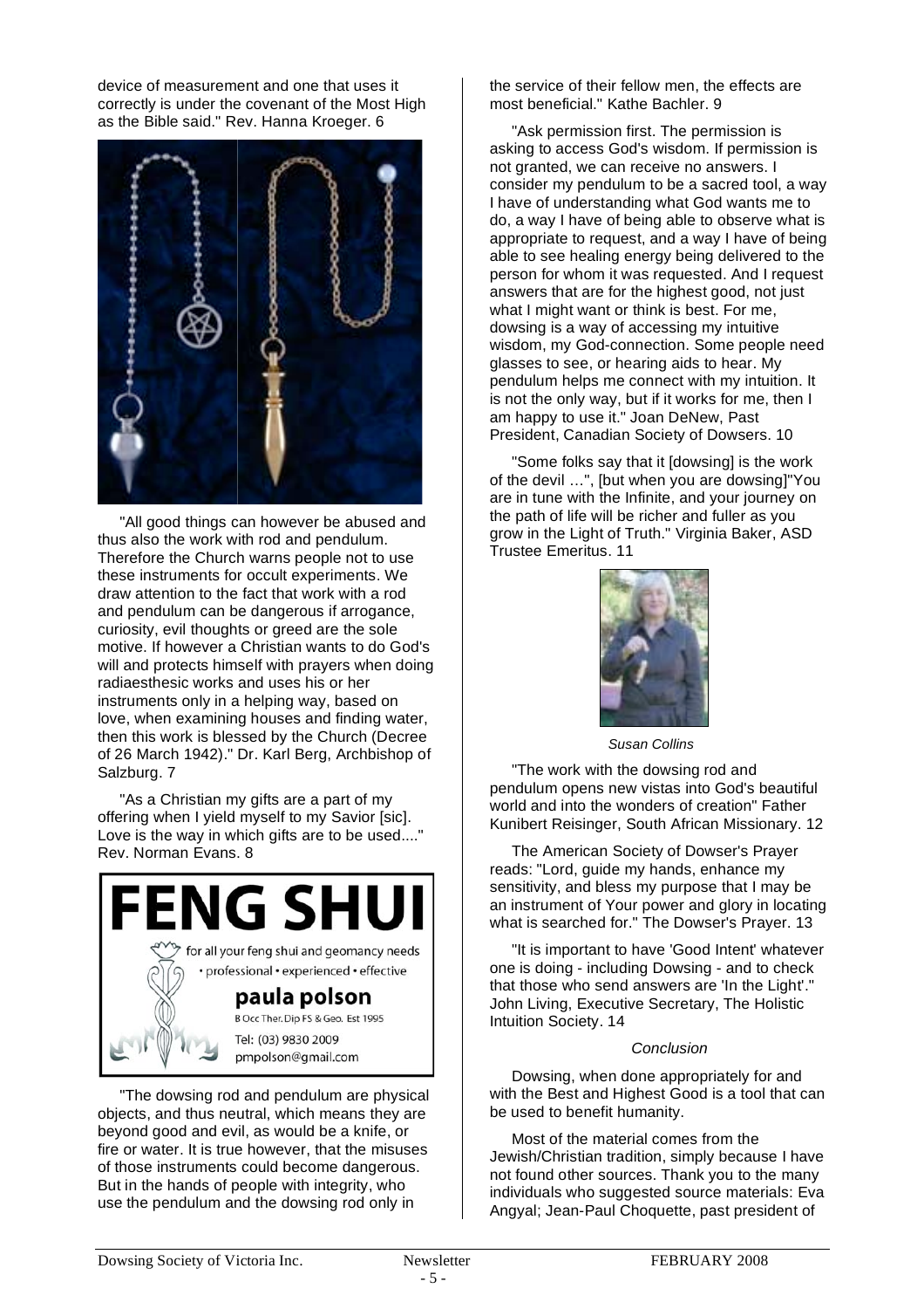device of measurement and one that uses it correctly is under the covenant of the Most High as the Bible said." Rev. Hanna Kroeger. 6

"All good things can however be abused and thus also the work with rod and pendulum. Therefore the Church warns people not to use these instruments for occult experiments. We draw attention to the fact that work with a rod and pendulum can be dangerous if arrogance, curiosity, evil thoughts or greed are the sole motive. If however a Christian wants to do God's will and protects himself with prayers when doing radiaesthesic works and uses his or her instruments only in a helping way, based on love, when examining houses and finding water, then this work is blessed by the Church (Decree of 26 March 1942)." Dr. Karl Berg, Archbishop of Salzburg. 7

"As a Christian my gifts are a part of my offering when I yield myself to my Savior [sic]. Love is the way in which gifts are to be used...." Rev. Norman Evans. 8

**FENG SHUI**
for all your feng shui and geomancy needs
• professional • experienced • effective
**paula polson**
B Occ Ther. Dip FS & Geo. Est 1995
Tel: (03) 9830 2009
pmpolson@gmail.com

"The dowsing rod and pendulum are physical objects, and thus neutral, which means they are beyond good and evil, as would be a knife, or fire or water. It is true however, that the misuses of those instruments could become dangerous. But in the hands of people with integrity, who use the pendulum and the dowsing rod only in the service of their fellow men, the effects are most beneficial." Kathe Bachler. 9

"Ask permission first. The permission is asking to access God's wisdom. If permission is not granted, we can receive no answers. I consider my pendulum to be a sacred tool, a way I have of understanding what God wants me to do, a way I have of being able to observe what is appropriate to request, and a way I have of being able to see healing energy being delivered to the person for whom it was requested. And I request answers that are for the highest good, not just what I might want or think is best. For me, dowsing is a way of accessing my intuitive wisdom, my God-connection. Some people need glasses to see, or hearing aids to hear. My pendulum helps me connect with my intuition. It is not the only way, but if it works for me, then I am happy to use it." Joan DeNew, Past President, Canadian Society of Dowsers. 10

"Some folks say that it [dowsing] is the work of the devil …", [but when you are dowsing]"You are in tune with the Infinite, and your journey on the path of life will be richer and fuller as you grow in the Light of Truth." Virginia Baker, ASD Trustee Emeritus. 11

*Susan Collins*

"The work with the dowsing rod and pendulum opens new vistas into God's beautiful world and into the wonders of creation" Father Kunibert Reisinger, South African Missionary. 12

The American Society of Dowser's Prayer reads: "Lord, guide my hands, enhance my sensitivity, and bless my purpose that I may be an instrument of Your power and glory in locating what is searched for." The Dowser's Prayer. 13

"It is important to have 'Good Intent' whatever one is doing - including Dowsing - and to check that those who send answers are 'In the Light'." John Living, Executive Secretary, The Holistic Intuition Society. 14

*Conclusion*

Dowsing, when done appropriately for and with the Best and Highest Good is a tool that can be used to benefit humanity.

Most of the material comes from the Jewish/Christian tradition, simply because I have not found other sources. Thank you to the many individuals who suggested source materials: Eva Angyal; Jean-Paul Choquette, past president of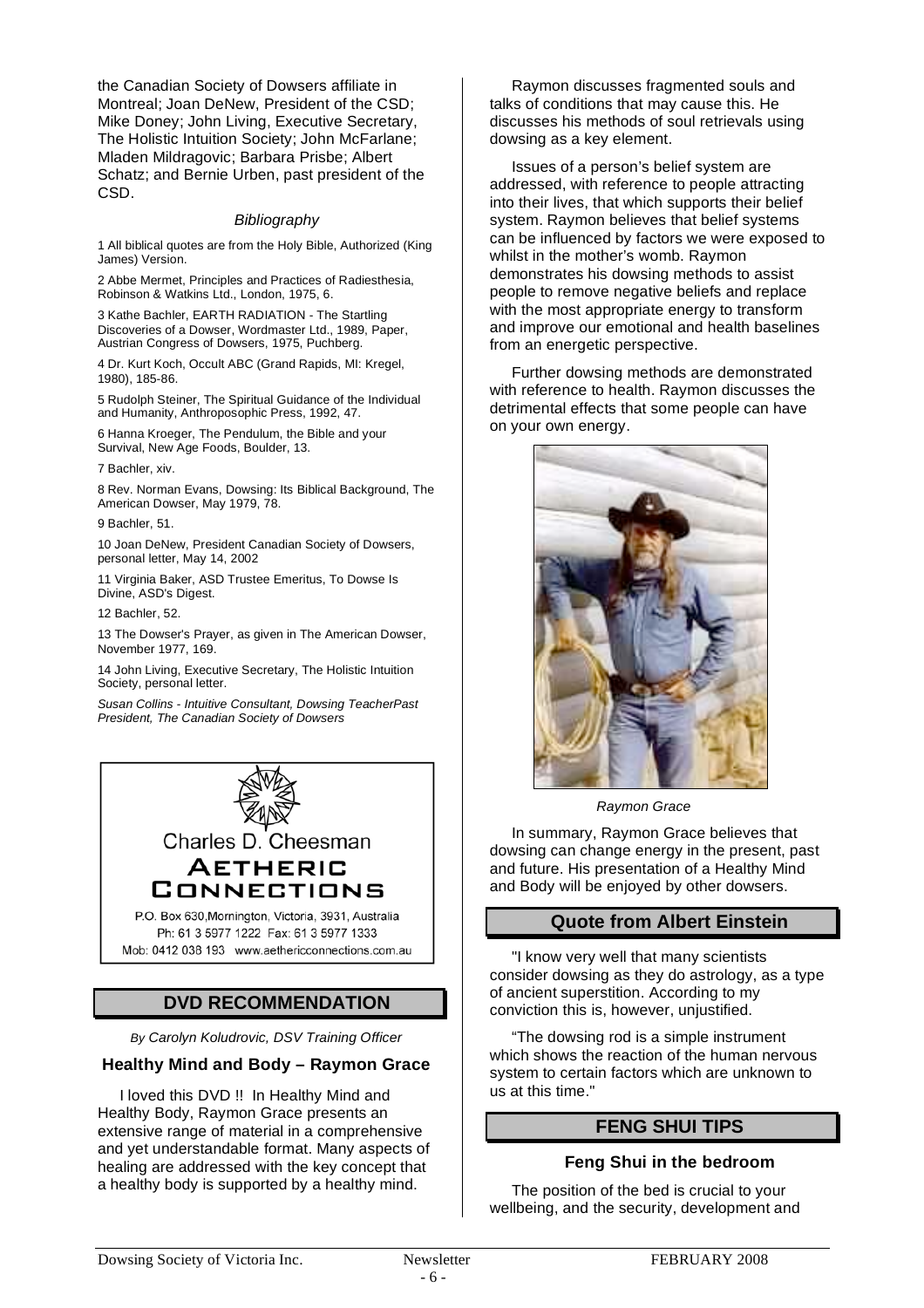the Canadian Society of Dowsers affiliate in Montreal; Joan DeNew, President of the CSD; Mike Doney; John Living, Executive Secretary, The Holistic Intuition Society; John McFarlane; Mladen Mildragovic; Barbara Prisbe; Albert Schatz; and Bernie Urben, past president of the CSD.

*Bibliography*

1 All biblical quotes are from the Holy Bible, Authorized (King James) Version.

2 Abbe Mermet, Principles and Practices of Radiesthesia, Robinson & Watkins Ltd., London, 1975, 6.

3 Kathe Bachler, EARTH RADIATION - The Startling Discoveries of a Dowser, Wordmaster Ltd., 1989, Paper, Austrian Congress of Dowsers, 1975, Puchberg.

4 Dr. Kurt Koch, Occult ABC (Grand Rapids, MI: Kregel, 1980), 185-86.

5 Rudolph Steiner, The Spiritual Guidance of the Individual and Humanity, Anthroposophic Press, 1992, 47.

6 Hanna Kroeger, The Pendulum, the Bible and your Survival, New Age Foods, Boulder, 13.

7 Bachler, xiv.

8 Rev. Norman Evans, Dowsing: Its Biblical Background, The American Dowser, May 1979, 78.

9 Bachler, 51.

10 Joan DeNew, President Canadian Society of Dowsers, personal letter, May 14, 2002

11 Virginia Baker, ASD Trustee Emeritus, To Dowse Is Divine, ASD's Digest.

12 Bachler, 52.

13 The Dowser's Prayer, as given in The American Dowser, November 1977, 169.

14 John Living, Executive Secretary, The Holistic Intuition Society, personal letter.

*Susan Collins - Intuitive Consultant, Dowsing TeacherPast President, The Canadian Society of Dowsers*

Charles D. Cheesman

**AETHERIC CONNECTIONS**

P.O. Box 630, Mornington, Victoria, 3931, Australia
Ph: 61 3 5977 1222 Fax: 61 3 5977 1333
Mob: 0412 038 193 www.aethericconnections.com.au

## DVD RECOMMENDATION

*By Carolyn Koludrovic, DSV Training Officer*

### Healthy Mind and Body – Raymon Grace

I loved this DVD !! In Healthy Mind and Healthy Body, Raymon Grace presents an extensive range of material in a comprehensive and yet understandable format. Many aspects of healing are addressed with the key concept that a healthy body is supported by a healthy mind.

Raymon discusses fragmented souls and talks of conditions that may cause this. He discusses his methods of soul retrievals using dowsing as a key element.

Issues of a person's belief system are addressed, with reference to people attracting into their lives, that which supports their belief system. Raymon believes that belief systems can be influenced by factors we were exposed to whilst in the mother's womb. Raymon demonstrates his dowsing methods to assist people to remove negative beliefs and replace with the most appropriate energy to transform and improve our emotional and health baselines from an energetic perspective.

Further dowsing methods are demonstrated with reference to health. Raymon discusses the detrimental effects that some people can have on your own energy.

*Raymon Grace*

In summary, Raymon Grace believes that dowsing can change energy in the present, past and future. His presentation of a Healthy Mind and Body will be enjoyed by other dowsers.

## Quote from Albert Einstein

"I know very well that many scientists consider dowsing as they do astrology, as a type of ancient superstition. According to my conviction this is, however, unjustified.

"The dowsing rod is a simple instrument which shows the reaction of the human nervous system to certain factors which are unknown to us at this time."

## FENG SHUI TIPS

### Feng Shui in the bedroom

The position of the bed is crucial to your wellbeing, and the security, development and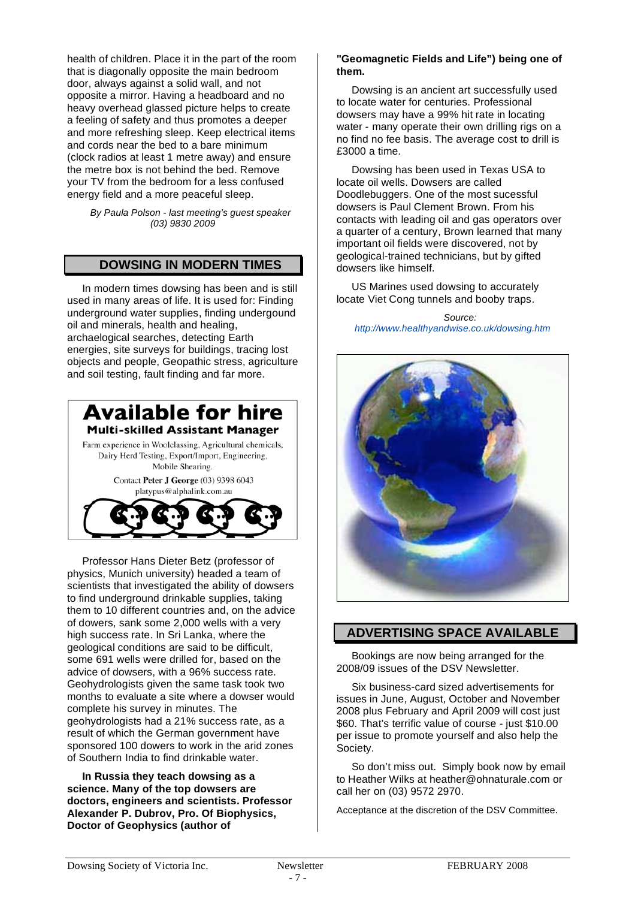health of children. Place it in the part of the room that is diagonally opposite the main bedroom door, always against a solid wall, and not opposite a mirror. Having a headboard and no heavy overhead glassed picture helps to create a feeling of safety and thus promotes a deeper and more refreshing sleep. Keep electrical items and cords near the bed to a bare minimum (clock radios at least 1 metre away) and ensure the metre box is not behind the bed. Remove your TV from the bedroom for a less confused energy field and a more peaceful sleep.

*By Paula Polson - last meeting's guest speaker (03) 9830 2009*

## DOWSING IN MODERN TIMES

In modern times dowsing has been and is still used in many areas of life. It is used for: Finding underground water supplies, finding undergound oil and minerals, health and healing, archaelogical searches, detecting Earth energies, site surveys for buildings, tracing lost objects and people, Geopathic stress, agriculture and soil testing, fault finding and far more.

**Available for hire**

**Multi-skilled Assistant Manager**

Farm experience in Woolclassing, Agricultural chemicals, Dairy Herd Testing, Export/Import, Engineering, Mobile Shearing.

Contact **Peter J George** (03) 9398 6043
platypus@alphalink.com.au

Professor Hans Dieter Betz (professor of physics, Munich university) headed a team of scientists that investigated the ability of dowsers to find underground drinkable supplies, taking them to 10 different countries and, on the advice of dowers, sank some 2,000 wells with a very high success rate. In Sri Lanka, where the geological conditions are said to be difficult, some 691 wells were drilled for, based on the advice of dowsers, with a 96% success rate. Geohydrologists given the same task took two months to evaluate a site where a dowser would complete his survey in minutes. The geohydrologists had a 21% success rate, as a result of which the German government have sponsored 100 dowers to work in the arid zones of Southern India to find drinkable water.

**In Russia they teach dowsing as a science. Many of the top dowsers are doctors, engineers and scientists. Professor Alexander P. Dubrov, Pro. Of Biophysics, Doctor of Geophysics (author of "Geomagnetic Fields and Life") being one of them.**

Dowsing is an ancient art successfully used to locate water for centuries. Professional dowsers may have a 99% hit rate in locating water - many operate their own drilling rigs on a no find no fee basis. The average cost to drill is £3000 a time.

Dowsing has been used in Texas USA to locate oil wells. Dowsers are called Doodlebuggers. One of the most sucessful dowsers is Paul Clement Brown. From his contacts with leading oil and gas operators over a quarter of a century, Brown learned that many important oil fields were discovered, not by geological-trained technicians, but by gifted dowsers like himself.

US Marines used dowsing to accurately locate Viet Cong tunnels and booby traps.

*Source: http://www.healthyandwise.co.uk/dowsing.htm*

## ADVERTISING SPACE AVAILABLE

Bookings are now being arranged for the 2008/09 issues of the DSV Newsletter.

Six business-card sized advertisements for issues in June, August, October and November 2008 plus February and April 2009 will cost just $60. That's terrific value of course - just $10.00 per issue to promote yourself and also help the Society.

So don't miss out. Simply book now by email to Heather Wilks at heather@ohnaturale.com or call her on (03) 9572 2970.

Acceptance at the discretion of the DSV Committee.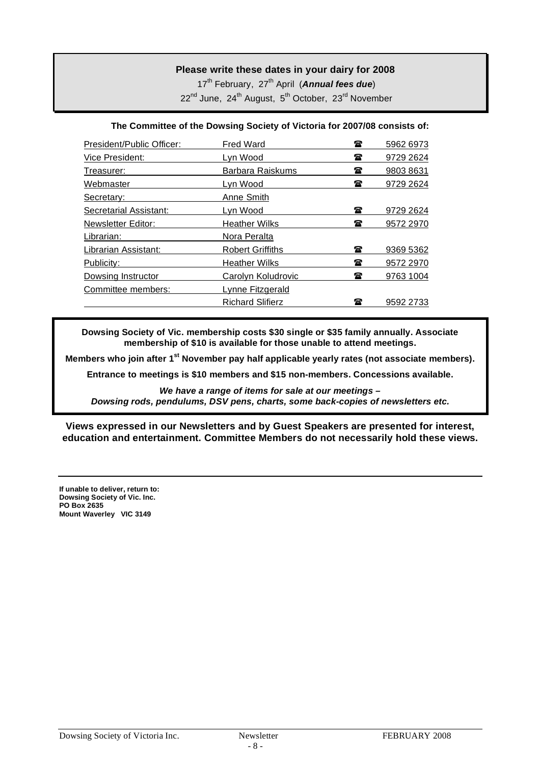**Please write these dates in your dairy for 2008**

17th February, 27th April (***Annual fees due***)

22nd June, 24th August, 5th October, 23rd November

**The Committee of the Dowsing Society of Victoria for 2007/08 consists of:**

| | | | |
|---|---|---|---|
| President/Public Officer: | Fred Ward | ☎ | 5962 6973 |
| Vice President: | Lyn Wood | ☎ | 9729 2624 |
| Treasurer: | Barbara Raiskums | ☎ | 9803 8631 |
| Webmaster | Lyn Wood | ☎ | 9729 2624 |
| Secretary: | Anne Smith | | |
| Secretarial Assistant: | Lyn Wood | ☎ | 9729 2624 |
| Newsletter Editor: | Heather Wilks | ☎ | 9572 2970 |
| Librarian: | Nora Peralta | | |
| Librarian Assistant: | Robert Griffiths | ☎ | 9369 5362 |
| Publicity: | Heather Wilks | ☎ | 9572 2970 |
| Dowsing Instructor | Carolyn Koludrovic | ☎ | 9763 1004 |
| Committee members: | Lynne Fitzgerald | | |
| | Richard Slifierz | ☎ | 9592 2733 |

**Dowsing Society of Vic. membership costs $30 single or $35 family annually. Associate membership of $10 is available for those unable to attend meetings.**

**Members who join after 1st November pay half applicable yearly rates (not associate members).**

**Entrance to meetings is $10 members and $15 non-members. Concessions available.**

***We have a range of items for sale at our meetings –***
***Dowsing rods, pendulums, DSV pens, charts, some back-copies of newsletters etc.***

**Views expressed in our Newsletters and by Guest Speakers are presented for interest, education and entertainment. Committee Members do not necessarily hold these views.**

**If unable to deliver, return to:**
**Dowsing Society of Vic. Inc.**
**PO Box 2635**
**Mount Waverley VIC 3149**